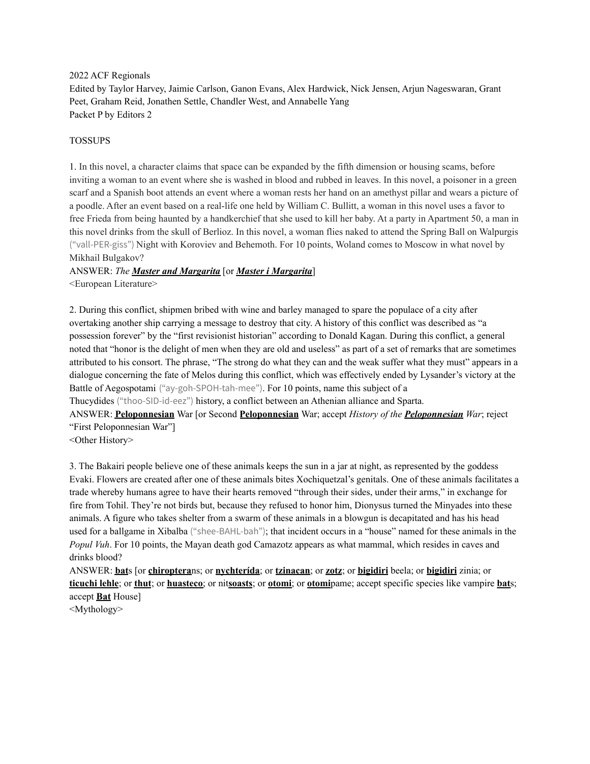2022 ACF Regionals
Edited by Taylor Harvey, Jaimie Carlson, Ganon Evans, Alex Hardwick, Nick Jensen, Arjun Nageswaran, Grant Peet, Graham Reid, Jonathen Settle, Chandler West, and Annabelle Yang
Packet P by Editors 2

TOSSUPS

1. In this novel, a character claims that space can be expanded by the fifth dimension or housing scams, before inviting a woman to an event where she is washed in blood and rubbed in leaves. In this novel, a poisoner in a green scarf and a Spanish boot attends an event where a woman rests her hand on an amethyst pillar and wears a picture of a poodle. After an event based on a real-life one held by William C. Bullitt, a woman in this novel uses a favor to free Frieda from being haunted by a handkerchief that she used to kill her baby. At a party in Apartment 50, a man in this novel drinks from the skull of Berlioz. In this novel, a woman flies naked to attend the Spring Ball on Walpurgis ("vall-PER-giss") Night with Koroviev and Behemoth. For 10 points, Woland comes to Moscow in what novel by Mikhail Bulgakov?
ANSWER: *The **Master and Margarita*** [or ***Master i Margarita***]
<European Literature>

2. During this conflict, shipmen bribed with wine and barley managed to spare the populace of a city after overtaking another ship carrying a message to destroy that city. A history of this conflict was described as "a possession forever" by the "first revisionist historian" according to Donald Kagan. During this conflict, a general noted that "honor is the delight of men when they are old and useless" as part of a set of remarks that are sometimes attributed to his consort. The phrase, "The strong do what they can and the weak suffer what they must" appears in a dialogue concerning the fate of Melos during this conflict, which was effectively ended by Lysander's victory at the Battle of Aegospotami ("ay-goh-SPOH-tah-mee"). For 10 points, name this subject of a Thucydides ("thoo-SID-id-eez") history, a conflict between an Athenian alliance and Sparta.
ANSWER: **Peloponnesian** War [or Second **Peloponnesian** War; accept *History of the **Peloponnesian** War*; reject "First Peloponnesian War"]
<Other History>

3. The Bakairi people believe one of these animals keeps the sun in a jar at night, as represented by the goddess Evaki. Flowers are created after one of these animals bites Xochiquetzal's genitals. One of these animals facilitates a trade whereby humans agree to have their hearts removed "through their sides, under their arms," in exchange for fire from Tohil. They're not birds but, because they refused to honor him, Dionysus turned the Minyades into these animals. A figure who takes shelter from a swarm of these animals in a blowgun is decapitated and has his head used for a ballgame in Xibalba ("shee-BAHL-bah"); that incident occurs in a "house" named for these animals in the *Popul Vuh*. For 10 points, the Mayan death god Camazotz appears as what mammal, which resides in caves and drinks blood?
ANSWER: **bat**s [or **chiroptera**ns; or **nychterída**; or **tzinacan**; or **zotz**; or **bigidiri** beela; or **bigidiri** zinia; or **ticuchi lehle**; or **thut**; or **huasteco**; or nit**soasts**; or **otomi**; or **otomi**pame; accept specific species like vampire **bat**s; accept **Bat** House]
<Mythology>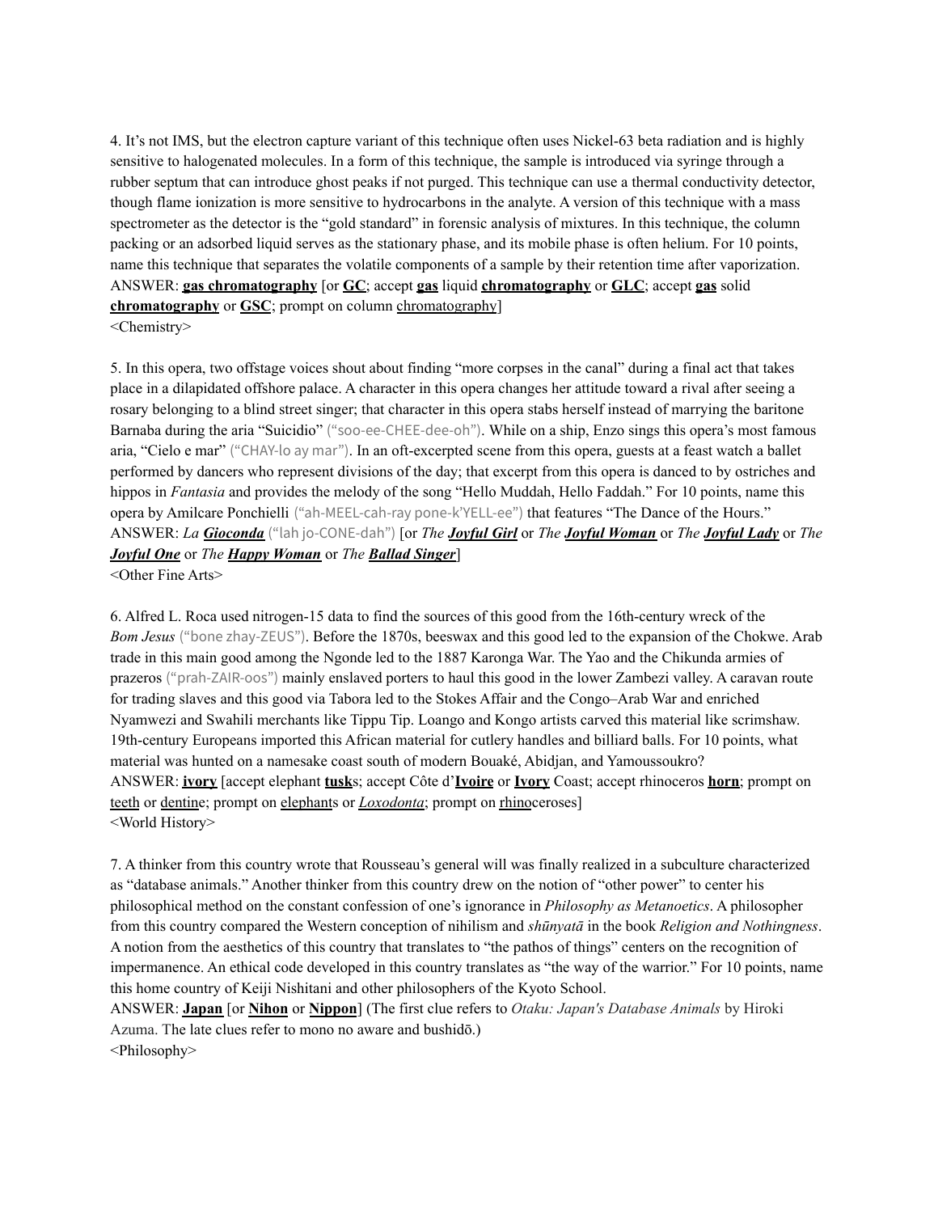4. It's not IMS, but the electron capture variant of this technique often uses Nickel-63 beta radiation and is highly sensitive to halogenated molecules. In a form of this technique, the sample is introduced via syringe through a rubber septum that can introduce ghost peaks if not purged. This technique can use a thermal conductivity detector, though flame ionization is more sensitive to hydrocarbons in the analyte. A version of this technique with a mass spectrometer as the detector is the "gold standard" in forensic analysis of mixtures. In this technique, the column packing or an adsorbed liquid serves as the stationary phase, and its mobile phase is often helium. For 10 points, name this technique that separates the volatile components of a sample by their retention time after vaporization.
ANSWER: **gas chromatography** [or **GC**; accept **gas** liquid **chromatography** or **GLC**; accept **gas** solid **chromatography** or **GSC**; prompt on column chromatography]
<Chemistry>

5. In this opera, two offstage voices shout about finding "more corpses in the canal" during a final act that takes place in a dilapidated offshore palace. A character in this opera changes her attitude toward a rival after seeing a rosary belonging to a blind street singer; that character in this opera stabs herself instead of marrying the baritone Barnaba during the aria "Suicidio" ("soo-ee-CHEE-dee-oh"). While on a ship, Enzo sings this opera's most famous aria, "Cielo e mar" ("CHAY-lo ay mar"). In an oft-excerpted scene from this opera, guests at a feast watch a ballet performed by dancers who represent divisions of the day; that excerpt from this opera is danced to by ostriches and hippos in *Fantasia* and provides the melody of the song "Hello Muddah, Hello Faddah." For 10 points, name this opera by Amilcare Ponchielli ("ah-MEEL-cah-ray pone-k'YELL-ee") that features "The Dance of the Hours."
ANSWER: *La* ***Gioconda*** ("lah jo-CONE-dah") [or *The* ***Joyful Girl*** or *The* ***Joyful Woman*** or *The* ***Joyful Lady*** or *The* ***Joyful One*** or *The* ***Happy Woman*** or *The* ***Ballad Singer***]
<Other Fine Arts>

6. Alfred L. Roca used nitrogen-15 data to find the sources of this good from the 16th-century wreck of the *Bom Jesus* ("bone zhay-ZEUS"). Before the 1870s, beeswax and this good led to the expansion of the Chokwe. Arab trade in this main good among the Ngonde led to the 1887 Karonga War. The Yao and the Chikunda armies of prazeros ("prah-ZAIR-oos") mainly enslaved porters to haul this good in the lower Zambezi valley. A caravan route for trading slaves and this good via Tabora led to the Stokes Affair and the Congo–Arab War and enriched Nyamwezi and Swahili merchants like Tippu Tip. Loango and Kongo artists carved this material like scrimshaw. 19th-century Europeans imported this African material for cutlery handles and billiard balls. For 10 points, what material was hunted on a namesake coast south of modern Bouaké, Abidjan, and Yamoussoukro?
ANSWER: **ivory** [accept elephant **tusk**s; accept Côte d'**Ivoire** or **Ivory** Coast; accept rhinoceros **horn**; prompt on teeth or dentine; prompt on elephants or *Loxodonta*; prompt on rhinoceroses]
<World History>

7. A thinker from this country wrote that Rousseau's general will was finally realized in a subculture characterized as "database animals." Another thinker from this country drew on the notion of "other power" to center his philosophical method on the constant confession of one's ignorance in *Philosophy as Metanoetics*. A philosopher from this country compared the Western conception of nihilism and *shūnyatā* in the book *Religion and Nothingness*. A notion from the aesthetics of this country that translates to "the pathos of things" centers on the recognition of impermanence. An ethical code developed in this country translates as "the way of the warrior." For 10 points, name this home country of Keiji Nishitani and other philosophers of the Kyoto School.
ANSWER: **Japan** [or **Nihon** or **Nippon**] (The first clue refers to *Otaku: Japan's Database Animals* by Hiroki Azuma. The late clues refer to mono no aware and bushidō.)
<Philosophy>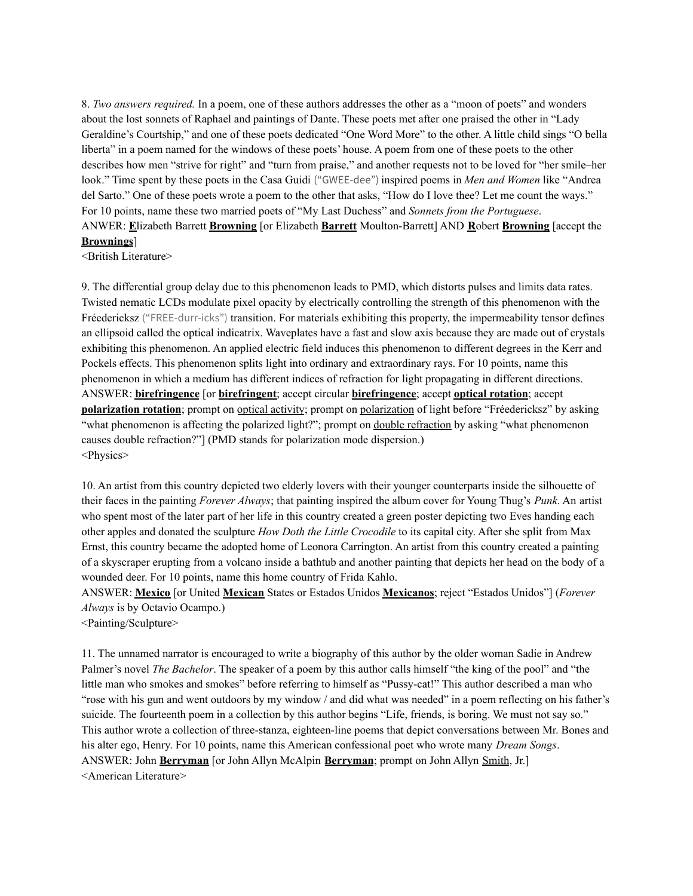8. *Two answers required.* In a poem, one of these authors addresses the other as a "moon of poets" and wonders about the lost sonnets of Raphael and paintings of Dante. These poets met after one praised the other in "Lady Geraldine's Courtship," and one of these poets dedicated "One Word More" to the other. A little child sings "O bella liberta" in a poem named for the windows of these poets' house. A poem from one of these poets to the other describes how men "strive for right" and "turn from praise," and another requests not to be loved for "her smile–her look." Time spent by these poets in the Casa Guidi ("GWEE-dee") inspired poems in *Men and Women* like "Andrea del Sarto." One of these poets wrote a poem to the other that asks, "How do I love thee? Let me count the ways." For 10 points, name these two married poets of "My Last Duchess" and *Sonnets from the Portuguese*.
ANWER: **E**lizabeth Barrett **Browning** [or Elizabeth **Barrett** Moulton-Barrett] AND **R**obert **Browning** [accept the **Brownings**]
<British Literature>

9. The differential group delay due to this phenomenon leads to PMD, which distorts pulses and limits data rates. Twisted nematic LCDs modulate pixel opacity by electrically controlling the strength of this phenomenon with the Fréedericksz ("FREE-durr-icks") transition. For materials exhibiting this property, the impermeability tensor defines an ellipsoid called the optical indicatrix. Waveplates have a fast and slow axis because they are made out of crystals exhibiting this phenomenon. An applied electric field induces this phenomenon to different degrees in the Kerr and Pockels effects. This phenomenon splits light into ordinary and extraordinary rays. For 10 points, name this phenomenon in which a medium has different indices of refraction for light propagating in different directions.
ANSWER: **birefringence** [or **birefringent**; accept circular **birefringence**; accept **optical rotation**; accept **polarization rotation**; prompt on optical activity; prompt on polarization of light before "Fréedericksz" by asking "what phenomenon is affecting the polarized light?"; prompt on double refraction by asking "what phenomenon causes double refraction?"] (PMD stands for polarization mode dispersion.)
<Physics>

10. An artist from this country depicted two elderly lovers with their younger counterparts inside the silhouette of their faces in the painting *Forever Always*; that painting inspired the album cover for Young Thug's *Punk*. An artist who spent most of the later part of her life in this country created a green poster depicting two Eves handing each other apples and donated the sculpture *How Doth the Little Crocodile* to its capital city. After she split from Max Ernst, this country became the adopted home of Leonora Carrington. An artist from this country created a painting of a skyscraper erupting from a volcano inside a bathtub and another painting that depicts her head on the body of a wounded deer. For 10 points, name this home country of Frida Kahlo.
ANSWER: **Mexico** [or United **Mexican** States or Estados Unidos **Mexicanos**; reject "Estados Unidos"] (*Forever Always* is by Octavio Ocampo.)
<Painting/Sculpture>

11. The unnamed narrator is encouraged to write a biography of this author by the older woman Sadie in Andrew Palmer's novel *The Bachelor*. The speaker of a poem by this author calls himself "the king of the pool" and "the little man who smokes and smokes" before referring to himself as "Pussy-cat!" This author described a man who "rose with his gun and went outdoors by my window / and did what was needed" in a poem reflecting on his father's suicide. The fourteenth poem in a collection by this author begins "Life, friends, is boring. We must not say so." This author wrote a collection of three-stanza, eighteen-line poems that depict conversations between Mr. Bones and his alter ego, Henry. For 10 points, name this American confessional poet who wrote many *Dream Songs*.
ANSWER: John **Berryman** [or John Allyn McAlpin **Berryman**; prompt on John Allyn Smith, Jr.]
<American Literature>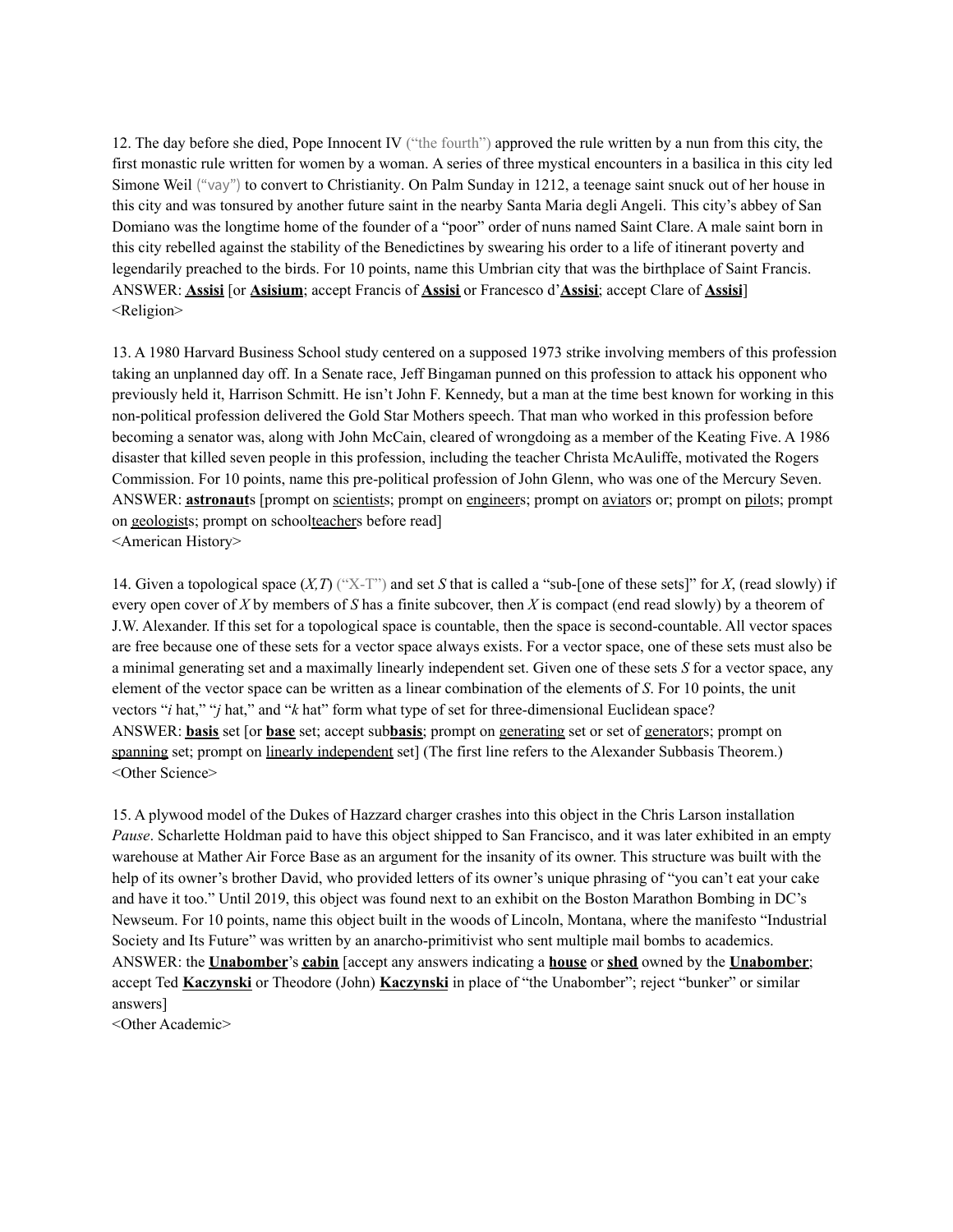12. The day before she died, Pope Innocent IV ("the fourth") approved the rule written by a nun from this city, the first monastic rule written for women by a woman. A series of three mystical encounters in a basilica in this city led Simone Weil ("vay") to convert to Christianity. On Palm Sunday in 1212, a teenage saint snuck out of her house in this city and was tonsured by another future saint in the nearby Santa Maria degli Angeli. This city's abbey of San Domiano was the longtime home of the founder of a "poor" order of nuns named Saint Clare. A male saint born in this city rebelled against the stability of the Benedictines by swearing his order to a life of itinerant poverty and legendarily preached to the birds. For 10 points, name this Umbrian city that was the birthplace of Saint Francis.
ANSWER: **Assisi** [or **Asisium**; accept Francis of **Assisi** or Francesco d'**Assisi**; accept Clare of **Assisi**]
<Religion>

13. A 1980 Harvard Business School study centered on a supposed 1973 strike involving members of this profession taking an unplanned day off. In a Senate race, Jeff Bingaman punned on this profession to attack his opponent who previously held it, Harrison Schmitt. He isn't John F. Kennedy, but a man at the time best known for working in this non-political profession delivered the Gold Star Mothers speech. That man who worked in this profession before becoming a senator was, along with John McCain, cleared of wrongdoing as a member of the Keating Five. A 1986 disaster that killed seven people in this profession, including the teacher Christa McAuliffe, motivated the Rogers Commission. For 10 points, name this pre-political profession of John Glenn, who was one of the Mercury Seven.
ANSWER: **astronaut**s [prompt on scientists; prompt on engineers; prompt on aviators or; prompt on pilots; prompt on geologists; prompt on schoolteachers before read]
<American History>

14. Given a topological space $(X,T)$ ("X-T") and set $S$ that is called a "sub-[one of these sets]" for $X$, (read slowly) if every open cover of $X$ by members of $S$ has a finite subcover, then $X$ is compact (end read slowly) by a theorem of J.W. Alexander. If this set for a topological space is countable, then the space is second-countable. All vector spaces are free because one of these sets for a vector space always exists. For a vector space, one of these sets must also be a minimal generating set and a maximally linearly independent set. Given one of these sets $S$ for a vector space, any element of the vector space can be written as a linear combination of the elements of $S$. For 10 points, the unit vectors "*i* hat," "*j* hat," and "*k* hat" form what type of set for three-dimensional Euclidean space?
ANSWER: **basis** set [or **base** set; accept sub**basis**; prompt on generating set or set of generators; prompt on spanning set; prompt on linearly independent set] (The first line refers to the Alexander Subbasis Theorem.)
<Other Science>

15. A plywood model of the Dukes of Hazzard charger crashes into this object in the Chris Larson installation *Pause*. Scharlette Holdman paid to have this object shipped to San Francisco, and it was later exhibited in an empty warehouse at Mather Air Force Base as an argument for the insanity of its owner. This structure was built with the help of its owner's brother David, who provided letters of its owner's unique phrasing of "you can't eat your cake and have it too." Until 2019, this object was found next to an exhibit on the Boston Marathon Bombing in DC's Newseum. For 10 points, name this object built in the woods of Lincoln, Montana, where the manifesto "Industrial Society and Its Future" was written by an anarcho-primitivist who sent multiple mail bombs to academics.
ANSWER: the **Unabomber**'s **cabin** [accept any answers indicating a **house** or **shed** owned by the **Unabomber**; accept Ted **Kaczynski** or Theodore (John) **Kaczynski** in place of "the Unabomber"; reject "bunker" or similar answers]
<Other Academic>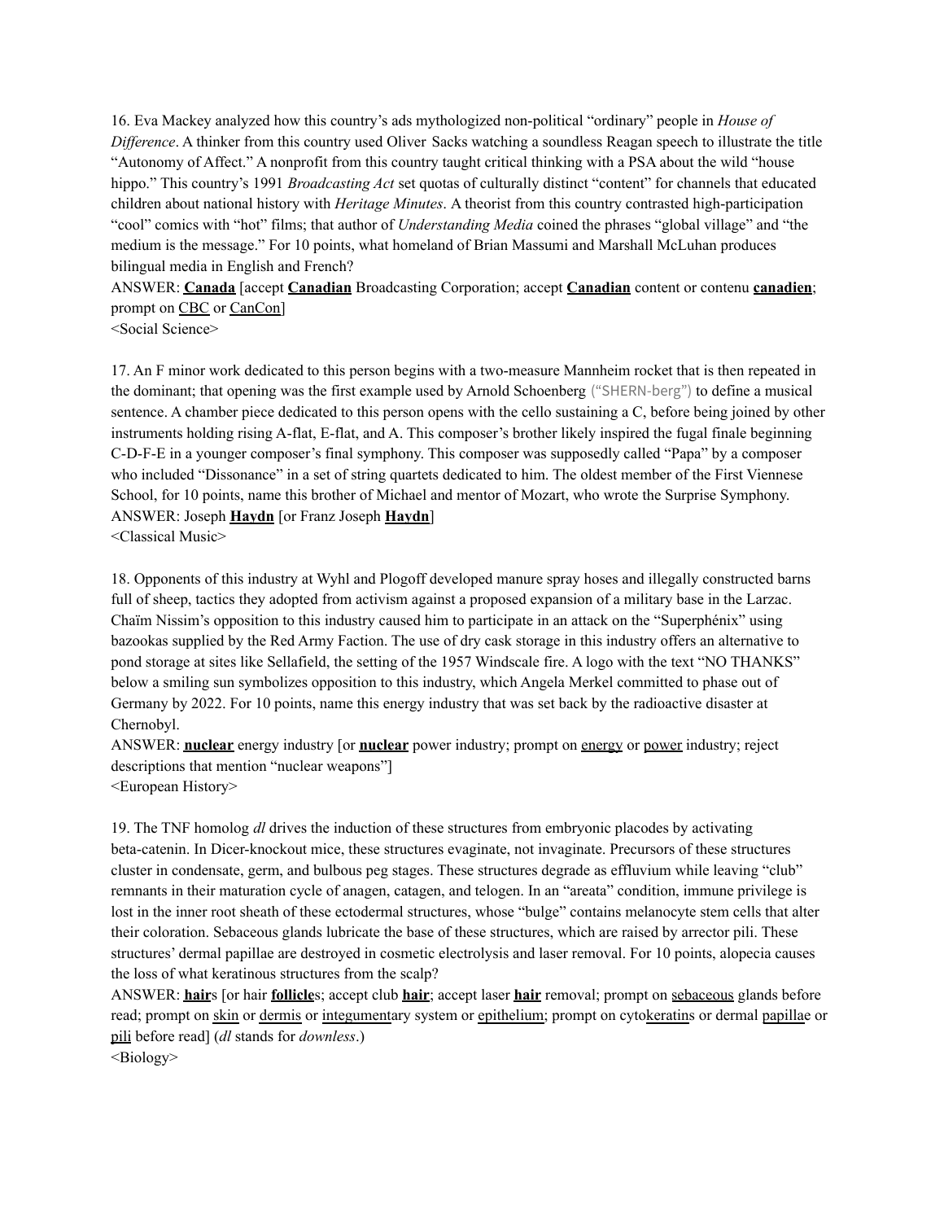16. Eva Mackey analyzed how this country's ads mythologized non-political "ordinary" people in *House of Difference*. A thinker from this country used Oliver Sacks watching a soundless Reagan speech to illustrate the title "Autonomy of Affect." A nonprofit from this country taught critical thinking with a PSA about the wild "house hippo." This country's 1991 *Broadcasting Act* set quotas of culturally distinct "content" for channels that educated children about national history with *Heritage Minutes*. A theorist from this country contrasted high-participation "cool" comics with "hot" films; that author of *Understanding Media* coined the phrases "global village" and "the medium is the message." For 10 points, what homeland of Brian Massumi and Marshall McLuhan produces bilingual media in English and French?

ANSWER: **Canada** [accept **Canadian** Broadcasting Corporation; accept **Canadian** content or contenu **canadien**; prompt on CBC or CanCon]

<Social Science>

17. An F minor work dedicated to this person begins with a two-measure Mannheim rocket that is then repeated in the dominant; that opening was the first example used by Arnold Schoenberg ("SHERN-berg") to define a musical sentence. A chamber piece dedicated to this person opens with the cello sustaining a C, before being joined by other instruments holding rising A-flat, E-flat, and A. This composer's brother likely inspired the fugal finale beginning C-D-F-E in a younger composer's final symphony. This composer was supposedly called "Papa" by a composer who included "Dissonance" in a set of string quartets dedicated to him. The oldest member of the First Viennese School, for 10 points, name this brother of Michael and mentor of Mozart, who wrote the Surprise Symphony.

ANSWER: Joseph **Haydn** [or Franz Joseph **Haydn**]

<Classical Music>

18. Opponents of this industry at Wyhl and Plogoff developed manure spray hoses and illegally constructed barns full of sheep, tactics they adopted from activism against a proposed expansion of a military base in the Larzac. Chaïm Nissim's opposition to this industry caused him to participate in an attack on the "Superphénix" using bazookas supplied by the Red Army Faction. The use of dry cask storage in this industry offers an alternative to pond storage at sites like Sellafield, the setting of the 1957 Windscale fire. A logo with the text "NO THANKS" below a smiling sun symbolizes opposition to this industry, which Angela Merkel committed to phase out of Germany by 2022. For 10 points, name this energy industry that was set back by the radioactive disaster at Chernobyl.

ANSWER: **nuclear** energy industry [or **nuclear** power industry; prompt on energy or power industry; reject descriptions that mention "nuclear weapons"]

<European History>

19. The TNF homolog *dl* drives the induction of these structures from embryonic placodes by activating beta-catenin. In Dicer-knockout mice, these structures evaginate, not invaginate. Precursors of these structures cluster in condensate, germ, and bulbous peg stages. These structures degrade as effluvium while leaving "club" remnants in their maturation cycle of anagen, catagen, and telogen. In an "areata" condition, immune privilege is lost in the inner root sheath of these ectodermal structures, whose "bulge" contains melanocyte stem cells that alter their coloration. Sebaceous glands lubricate the base of these structures, which are raised by arrector pili. These structures' dermal papillae are destroyed in cosmetic electrolysis and laser removal. For 10 points, alopecia causes the loss of what keratinous structures from the scalp?

ANSWER: **hair**s [or hair **follicle**s; accept club **hair**; accept laser **hair** removal; prompt on sebaceous glands before read; prompt on skin or dermis or integumentary system or epithelium; prompt on cytokeratins or dermal papillae or pili before read] (*dl* stands for *downless*.)

<Biology>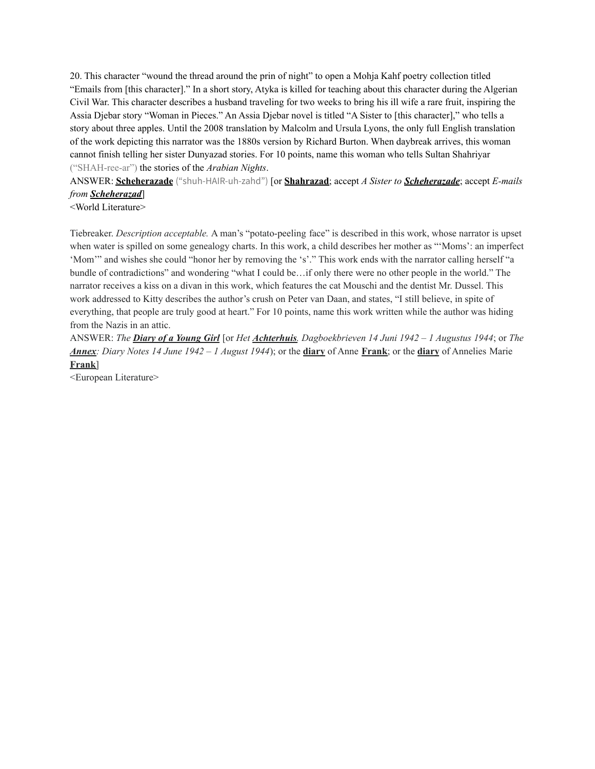20. This character "wound the thread around the prin of night" to open a Mohja Kahf poetry collection titled "Emails from [this character]." In a short story, Atyka is killed for teaching about this character during the Algerian Civil War. This character describes a husband traveling for two weeks to bring his ill wife a rare fruit, inspiring the Assia Djebar story "Woman in Pieces." An Assia Djebar novel is titled "A Sister to [this character]," who tells a story about three apples. Until the 2008 translation by Malcolm and Ursula Lyons, the only full English translation of the work depicting this narrator was the 1880s version by Richard Burton. When daybreak arrives, this woman cannot finish telling her sister Dunyazad stories. For 10 points, name this woman who tells Sultan Shahriyar ("SHAH-ree-ar") the stories of the *Arabian Nights*.

ANSWER: **Scheherazade** ("shuh-HAIR-uh-zahd") [or **Shahrazad**; accept *A Sister to* ***Scheherazade***; accept *E-mails from* ***Scheherazad***]

<World Literature>

Tiebreaker. *Description acceptable.* A man's "potato-peeling face" is described in this work, whose narrator is upset when water is spilled on some genealogy charts. In this work, a child describes her mother as "'Moms': an imperfect 'Mom'" and wishes she could "honor her by removing the 's'." This work ends with the narrator calling herself "a bundle of contradictions" and wondering "what I could be…if only there were no other people in the world." The narrator receives a kiss on a divan in this work, which features the cat Mouschi and the dentist Mr. Dussel. This work addressed to Kitty describes the author's crush on Peter van Daan, and states, "I still believe, in spite of everything, that people are truly good at heart." For 10 points, name this work written while the author was hiding from the Nazis in an attic.

ANSWER: *The* ***Diary of a Young Girl*** [or *Het* ***Achterhuis****. Dagboekbrieven 14 Juni 1942 – 1 Augustus 1944*; or *The* ***Annex****: Diary Notes 14 June 1942 – 1 August 1944*); or the **diary** of Anne **Frank**; or the **diary** of Annelies Marie **Frank**]

<European Literature>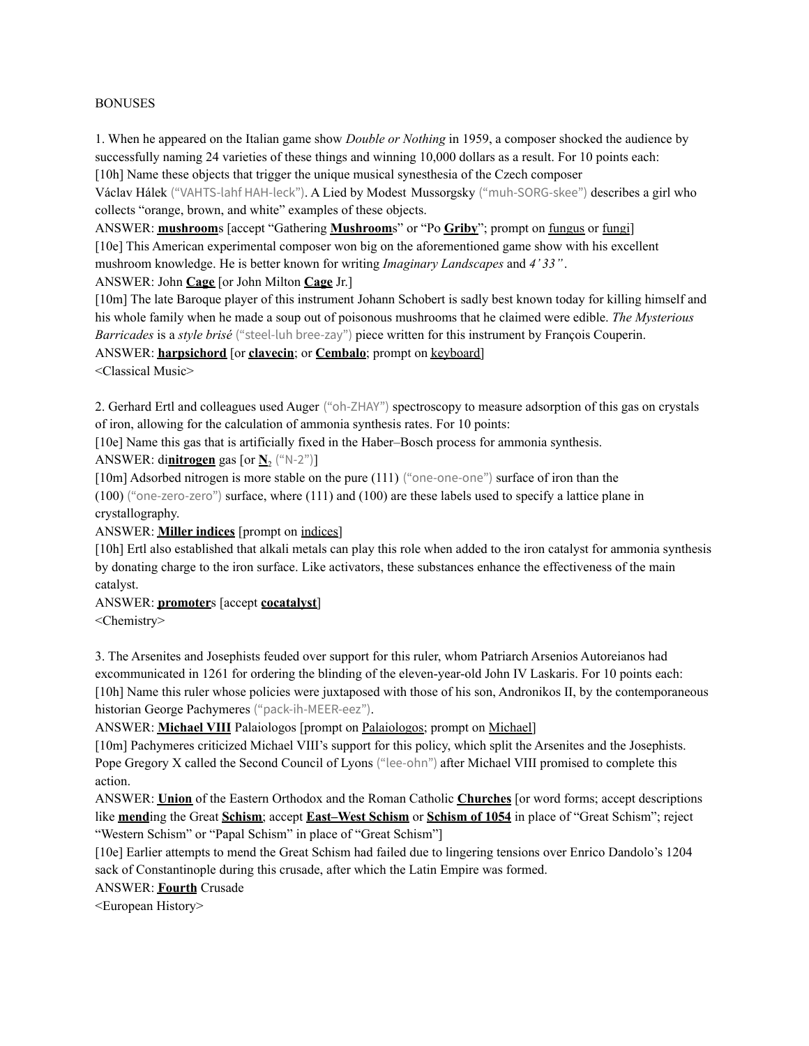BONUSES

1. When he appeared on the Italian game show *Double or Nothing* in 1959, a composer shocked the audience by successfully naming 24 varieties of these things and winning 10,000 dollars as a result. For 10 points each:

[10h] Name these objects that trigger the unique musical synesthesia of the Czech composer Václav Hálek ("VAHTS-lahf HAH-leck"). A Lied by Modest Mussorgsky ("muh-SORG-skee") describes a girl who collects "orange, brown, and white" examples of these objects.

ANSWER: **mushroom**s [accept "Gathering **Mushroom**s" or "Po **Griby**"; prompt on fungus or fungi]

[10e] This American experimental composer won big on the aforementioned game show with his excellent mushroom knowledge. He is better known for writing *Imaginary Landscapes* and *4'33"*.

ANSWER: John **Cage** [or John Milton **Cage** Jr.]

[10m] The late Baroque player of this instrument Johann Schobert is sadly best known today for killing himself and his whole family when he made a soup out of poisonous mushrooms that he claimed were edible. *The Mysterious Barricades* is a *style brisé* ("steel-luh bree-zay") piece written for this instrument by François Couperin.

ANSWER: **harpsichord** [or **clavecin**; or **Cembalo**; prompt on keyboard]

<Classical Music>

2. Gerhard Ertl and colleagues used Auger ("oh-ZHAY") spectroscopy to measure adsorption of this gas on crystals of iron, allowing for the calculation of ammonia synthesis rates. For 10 points:

[10e] Name this gas that is artificially fixed in the Haber–Bosch process for ammonia synthesis.

ANSWER: di**nitrogen** gas [or $N_2$ ("N-2")]

[10m] Adsorbed nitrogen is more stable on the pure (111) ("one-one-one") surface of iron than the (100) ("one-zero-zero") surface, where (111) and (100) are these labels used to specify a lattice plane in crystallography.

ANSWER: **Miller indices** [prompt on indices]

[10h] Ertl also established that alkali metals can play this role when added to the iron catalyst for ammonia synthesis by donating charge to the iron surface. Like activators, these substances enhance the effectiveness of the main catalyst.

ANSWER: **promoter**s [accept **cocatalyst**]

<Chemistry>

3. The Arsenites and Josephists feuded over support for this ruler, whom Patriarch Arsenios Autoreianos had excommunicated in 1261 for ordering the blinding of the eleven-year-old John IV Laskaris. For 10 points each:

[10h] Name this ruler whose policies were juxtaposed with those of his son, Andronikos II, by the contemporaneous historian George Pachymeres ("pack-ih-MEER-eez").

ANSWER: **Michael VIII** Palaiologos [prompt on Palaiologos; prompt on Michael]

[10m] Pachymeres criticized Michael VIII's support for this policy, which split the Arsenites and the Josephists. Pope Gregory X called the Second Council of Lyons ("lee-ohn") after Michael VIII promised to complete this action.

ANSWER: **Union** of the Eastern Orthodox and the Roman Catholic **Churches** [or word forms; accept descriptions like **mend**ing the Great **Schism**; accept **East–West Schism** or **Schism of 1054** in place of "Great Schism"; reject "Western Schism" or "Papal Schism" in place of "Great Schism"]

[10e] Earlier attempts to mend the Great Schism had failed due to lingering tensions over Enrico Dandolo's 1204 sack of Constantinople during this crusade, after which the Latin Empire was formed.

ANSWER: **Fourth** Crusade

<European History>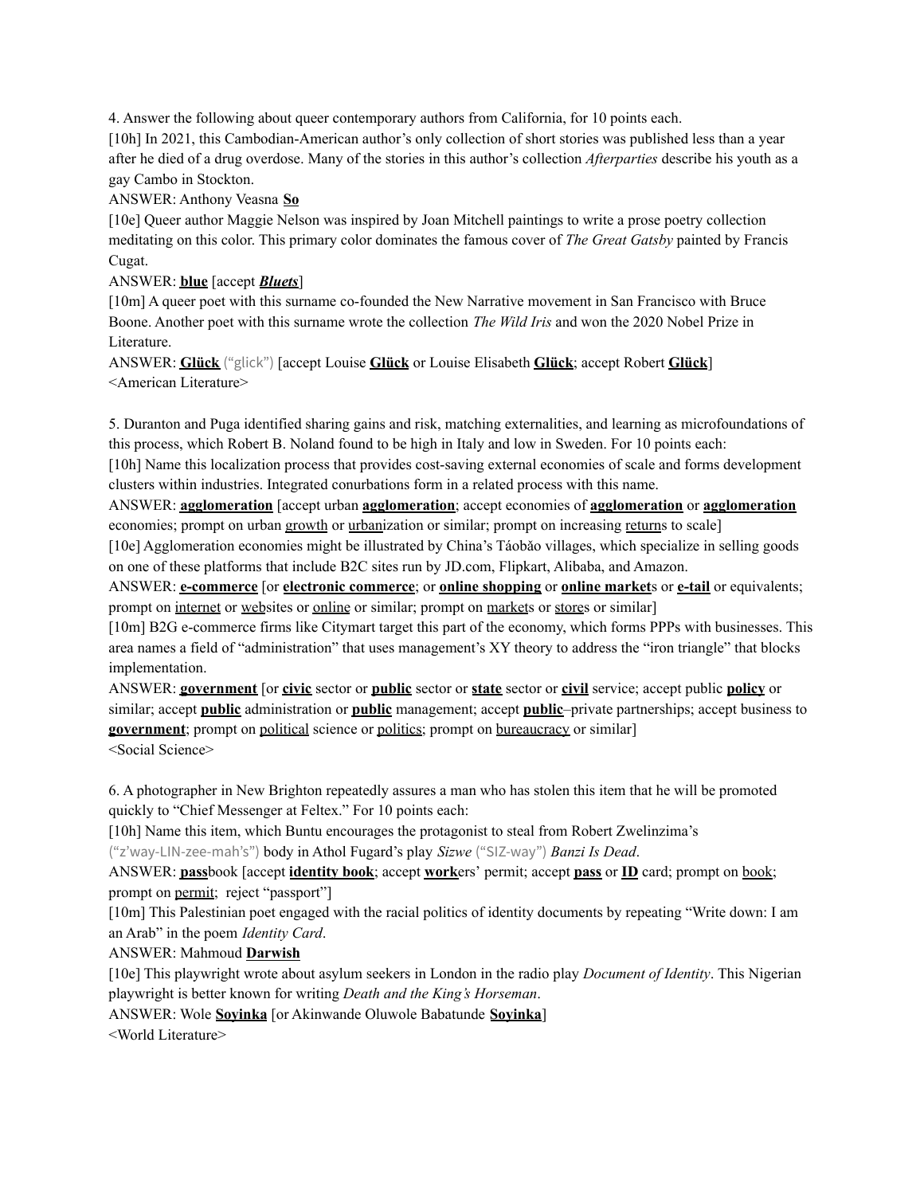4. Answer the following about queer contemporary authors from California, for 10 points each.

[10h] In 2021, this Cambodian-American author's only collection of short stories was published less than a year after he died of a drug overdose. Many of the stories in this author's collection *Afterparties* describe his youth as a gay Cambo in Stockton.

ANSWER: Anthony Veasna **So**

[10e] Queer author Maggie Nelson was inspired by Joan Mitchell paintings to write a prose poetry collection meditating on this color. This primary color dominates the famous cover of *The Great Gatsby* painted by Francis Cugat.

ANSWER: **blue** [accept ***Bluets***]

[10m] A queer poet with this surname co-founded the New Narrative movement in San Francisco with Bruce Boone. Another poet with this surname wrote the collection *The Wild Iris* and won the 2020 Nobel Prize in Literature.

ANSWER: **Glück** ("glick") [accept Louise **Glück** or Louise Elisabeth **Glück**; accept Robert **Glück**]

<American Literature>

5. Duranton and Puga identified sharing gains and risk, matching externalities, and learning as microfoundations of this process, which Robert B. Noland found to be high in Italy and low in Sweden. For 10 points each:

[10h] Name this localization process that provides cost-saving external economies of scale and forms development clusters within industries. Integrated conurbations form in a related process with this name.

ANSWER: **agglomeration** [accept urban **agglomeration**; accept economies of **agglomeration** or **agglomeration** economies; prompt on urban growth or urbanization or similar; prompt on increasing returns to scale]

[10e] Agglomeration economies might be illustrated by China's Táobǎo villages, which specialize in selling goods on one of these platforms that include B2C sites run by JD.com, Flipkart, Alibaba, and Amazon.

ANSWER: **e-commerce** [or **electronic commerce**; or **online shopping** or **online market**s or **e-tail** or equivalents; prompt on internet or websites or online or similar; prompt on markets or stores or similar]

[10m] B2G e-commerce firms like Citymart target this part of the economy, which forms PPPs with businesses. This area names a field of "administration" that uses management's XY theory to address the "iron triangle" that blocks implementation.

ANSWER: **government** [or **civic** sector or **public** sector or **state** sector or **civil** service; accept public **policy** or similar; accept **public** administration or **public** management; accept **public**–private partnerships; accept business to **government**; prompt on political science or politics; prompt on bureaucracy or similar]

<Social Science>

6. A photographer in New Brighton repeatedly assures a man who has stolen this item that he will be promoted quickly to "Chief Messenger at Feltex." For 10 points each:

[10h] Name this item, which Buntu encourages the protagonist to steal from Robert Zwelinzima's ("z'way-LIN-zee-mah's") body in Athol Fugard's play *Sizwe* ("SIZ-way") *Banzi Is Dead*.

ANSWER: **pass**book [accept **identity book**; accept **work**ers' permit; accept **pass** or **ID** card; prompt on book; prompt on permit; reject "passport"]

[10m] This Palestinian poet engaged with the racial politics of identity documents by repeating "Write down: I am an Arab" in the poem *Identity Card*.

ANSWER: Mahmoud **Darwish**

[10e] This playwright wrote about asylum seekers in London in the radio play *Document of Identity*. This Nigerian playwright is better known for writing *Death and the King's Horseman*.

ANSWER: Wole **Soyinka** [or Akinwande Oluwole Babatunde **Soyinka**]

<World Literature>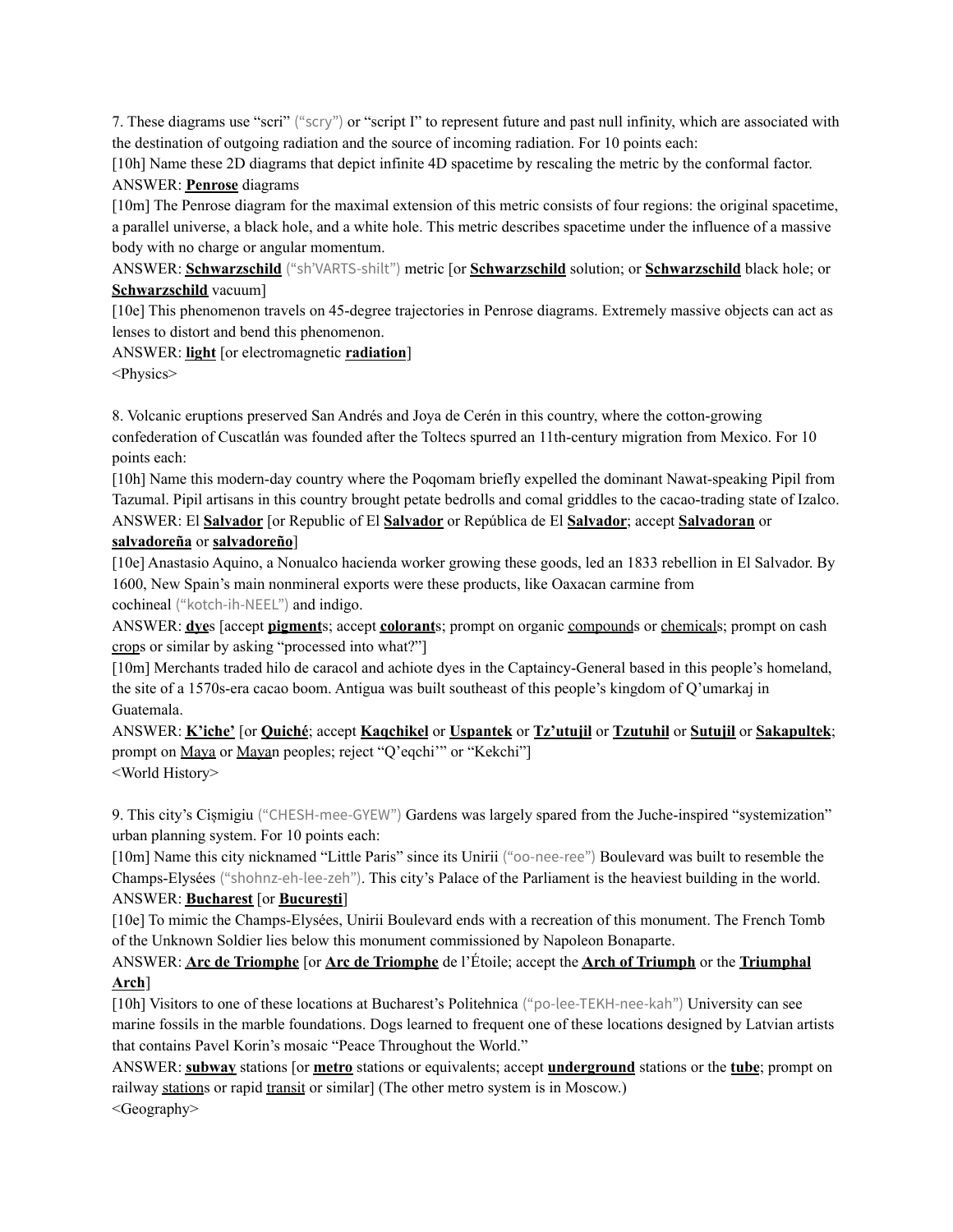7. These diagrams use "scri" ("scry") or "script I" to represent future and past null infinity, which are associated with the destination of outgoing radiation and the source of incoming radiation. For 10 points each:

[10h] Name these 2D diagrams that depict infinite 4D spacetime by rescaling the metric by the conformal factor.

ANSWER: **Penrose** diagrams

[10m] The Penrose diagram for the maximal extension of this metric consists of four regions: the original spacetime, a parallel universe, a black hole, and a white hole. This metric describes spacetime under the influence of a massive body with no charge or angular momentum.

ANSWER: **Schwarzschild** ("sh'VARTS-shilt") metric [or **Schwarzschild** solution; or **Schwarzschild** black hole; or **Schwarzschild** vacuum]

[10e] This phenomenon travels on 45-degree trajectories in Penrose diagrams. Extremely massive objects can act as lenses to distort and bend this phenomenon.

ANSWER: **light** [or electromagnetic **radiation**]

<Physics>

8. Volcanic eruptions preserved San Andrés and Joya de Cerén in this country, where the cotton-growing confederation of Cuscatlán was founded after the Toltecs spurred an 11th-century migration from Mexico. For 10 points each:

[10h] Name this modern-day country where the Poqomam briefly expelled the dominant Nawat-speaking Pipil from Tazumal. Pipil artisans in this country brought petate bedrolls and comal griddles to the cacao-trading state of Izalco.

ANSWER: El **Salvador** [or Republic of El **Salvador** or República de El **Salvador**; accept **Salvadoran** or **salvadoreña** or **salvadoreño**]

[10e] Anastasio Aquino, a Nonualco hacienda worker growing these goods, led an 1833 rebellion in El Salvador. By 1600, New Spain's main nonmineral exports were these products, like Oaxacan carmine from cochineal ("kotch-ih-NEEL") and indigo.

ANSWER: **dye**s [accept **pigment**s; accept **colorant**s; prompt on organic compounds or chemicals; prompt on cash crops or similar by asking "processed into what?"]

[10m] Merchants traded hilo de caracol and achiote dyes in the Captaincy-General based in this people's homeland, the site of a 1570s-era cacao boom. Antigua was built southeast of this people's kingdom of Q'umarkaj in Guatemala.

ANSWER: **K'iche'** [or **Quiché**; accept **Kaqchikel** or **Uspantek** or **Tz'utujil** or **Tzutuhil** or **Sutujil** or **Sakapultek**; prompt on Maya or Mayan peoples; reject "Q'eqchi'" or "Kekchi"]

<World History>

9. This city's Cișmigiu ("CHESH-mee-GYEW") Gardens was largely spared from the Juche-inspired "systemization" urban planning system. For 10 points each:

[10m] Name this city nicknamed "Little Paris" since its Unirii ("oo-nee-ree") Boulevard was built to resemble the Champs-Elysées ("shohnz-eh-lee-zeh"). This city's Palace of the Parliament is the heaviest building in the world.

ANSWER: **Bucharest** [or **București**]

[10e] To mimic the Champs-Elysées, Unirii Boulevard ends with a recreation of this monument. The French Tomb of the Unknown Soldier lies below this monument commissioned by Napoleon Bonaparte.

ANSWER: **Arc de Triomphe** [or **Arc de Triomphe** de l'Étoile; accept the **Arch of Triumph** or the **Triumphal Arch**]

[10h] Visitors to one of these locations at Bucharest's Politehnica ("po-lee-TEKH-nee-kah") University can see marine fossils in the marble foundations. Dogs learned to frequent one of these locations designed by Latvian artists that contains Pavel Korin's mosaic "Peace Throughout the World."

ANSWER: **subway** stations [or **metro** stations or equivalents; accept **underground** stations or the **tube**; prompt on railway stations or rapid transit or similar] (The other metro system is in Moscow.)

<Geography>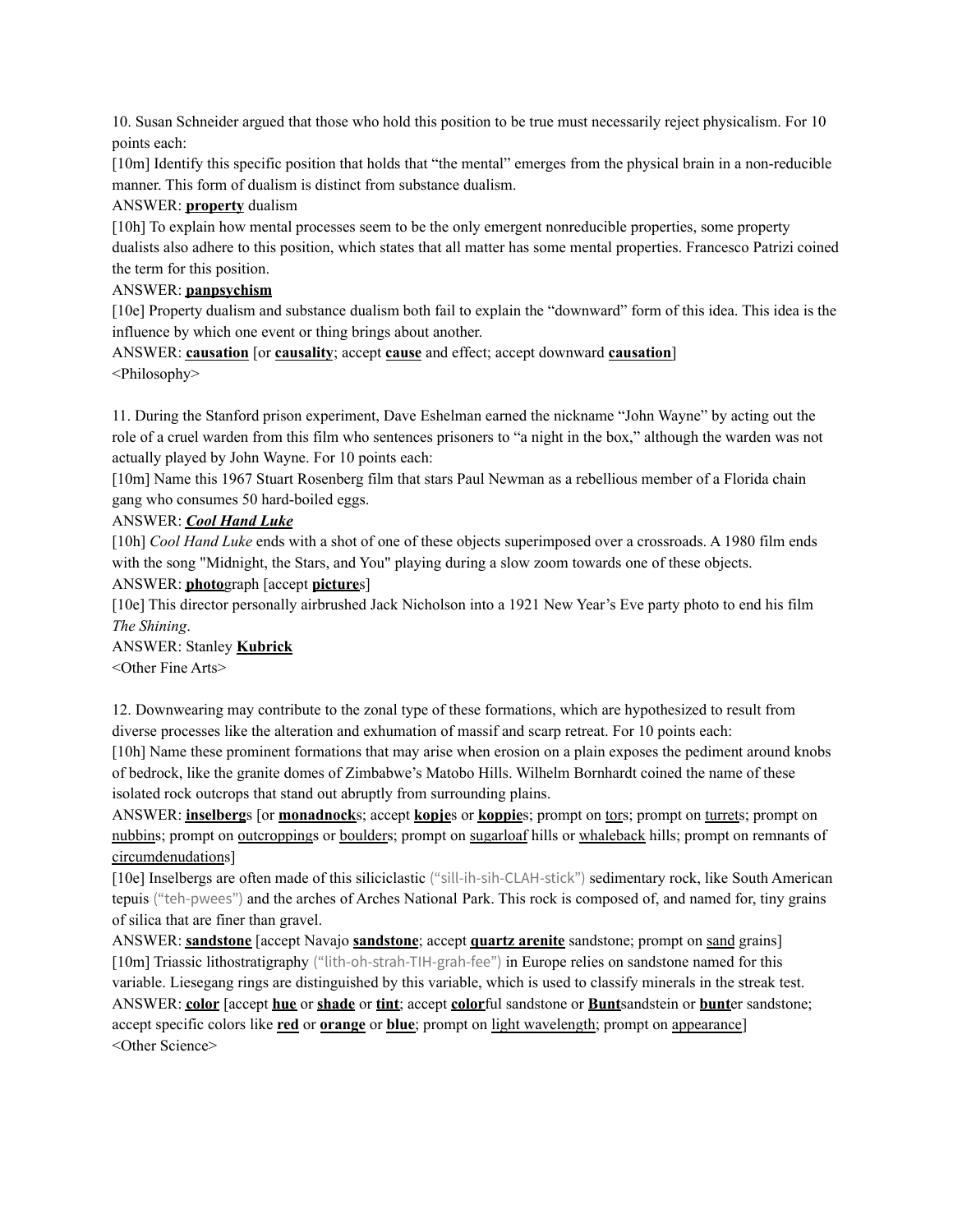10. Susan Schneider argued that those who hold this position to be true must necessarily reject physicalism. For 10 points each:

[10m] Identify this specific position that holds that "the mental" emerges from the physical brain in a non-reducible manner. This form of dualism is distinct from substance dualism.

ANSWER: **property** dualism

[10h] To explain how mental processes seem to be the only emergent nonreducible properties, some property dualists also adhere to this position, which states that all matter has some mental properties. Francesco Patrizi coined the term for this position.

ANSWER: **panpsychism**

[10e] Property dualism and substance dualism both fail to explain the "downward" form of this idea. This idea is the influence by which one event or thing brings about another.

ANSWER: **causation** [or **causality**; accept **cause** and effect; accept downward **causation**]

<Philosophy>

11. During the Stanford prison experiment, Dave Eshelman earned the nickname "John Wayne" by acting out the role of a cruel warden from this film who sentences prisoners to "a night in the box," although the warden was not actually played by John Wayne. For 10 points each:

[10m] Name this 1967 Stuart Rosenberg film that stars Paul Newman as a rebellious member of a Florida chain gang who consumes 50 hard-boiled eggs.

ANSWER: ***Cool Hand Luke***

[10h] *Cool Hand Luke* ends with a shot of one of these objects superimposed over a crossroads. A 1980 film ends with the song "Midnight, the Stars, and You" playing during a slow zoom towards one of these objects.

ANSWER: **photo**graph [accept **picture**s]

[10e] This director personally airbrushed Jack Nicholson into a 1921 New Year's Eve party photo to end his film *The Shining*.

ANSWER: Stanley **Kubrick**

<Other Fine Arts>

12. Downwearing may contribute to the zonal type of these formations, which are hypothesized to result from diverse processes like the alteration and exhumation of massif and scarp retreat. For 10 points each:

[10h] Name these prominent formations that may arise when erosion on a plain exposes the pediment around knobs of bedrock, like the granite domes of Zimbabwe's Matobo Hills. Wilhelm Bornhardt coined the name of these isolated rock outcrops that stand out abruptly from surrounding plains.

ANSWER: **inselberg**s [or **monadnock**s; accept **kopje**s or **koppie**s; prompt on tors; prompt on turrets; prompt on nubbins; prompt on outcroppings or boulders; prompt on sugarloaf hills or whaleback hills; prompt on remnants of circumdenudations]

[10e] Inselbergs are often made of this siliciclastic ("sill-ih-sih-CLAH-stick") sedimentary rock, like South American tepuis ("teh-pwees") and the arches of Arches National Park. This rock is composed of, and named for, tiny grains of silica that are finer than gravel.

ANSWER: **sandstone** [accept Navajo **sandstone**; accept **quartz arenite** sandstone; prompt on sand grains]

[10m] Triassic lithostratigraphy ("lith-oh-strah-TIH-grah-fee") in Europe relies on sandstone named for this variable. Liesegang rings are distinguished by this variable, which is used to classify minerals in the streak test.

ANSWER: **color** [accept **hue** or **shade** or **tint**; accept **color**ful sandstone or **Bunt**sandstein or **bunt**er sandstone; accept specific colors like **red** or **orange** or **blue**; prompt on light wavelength; prompt on appearance]

<Other Science>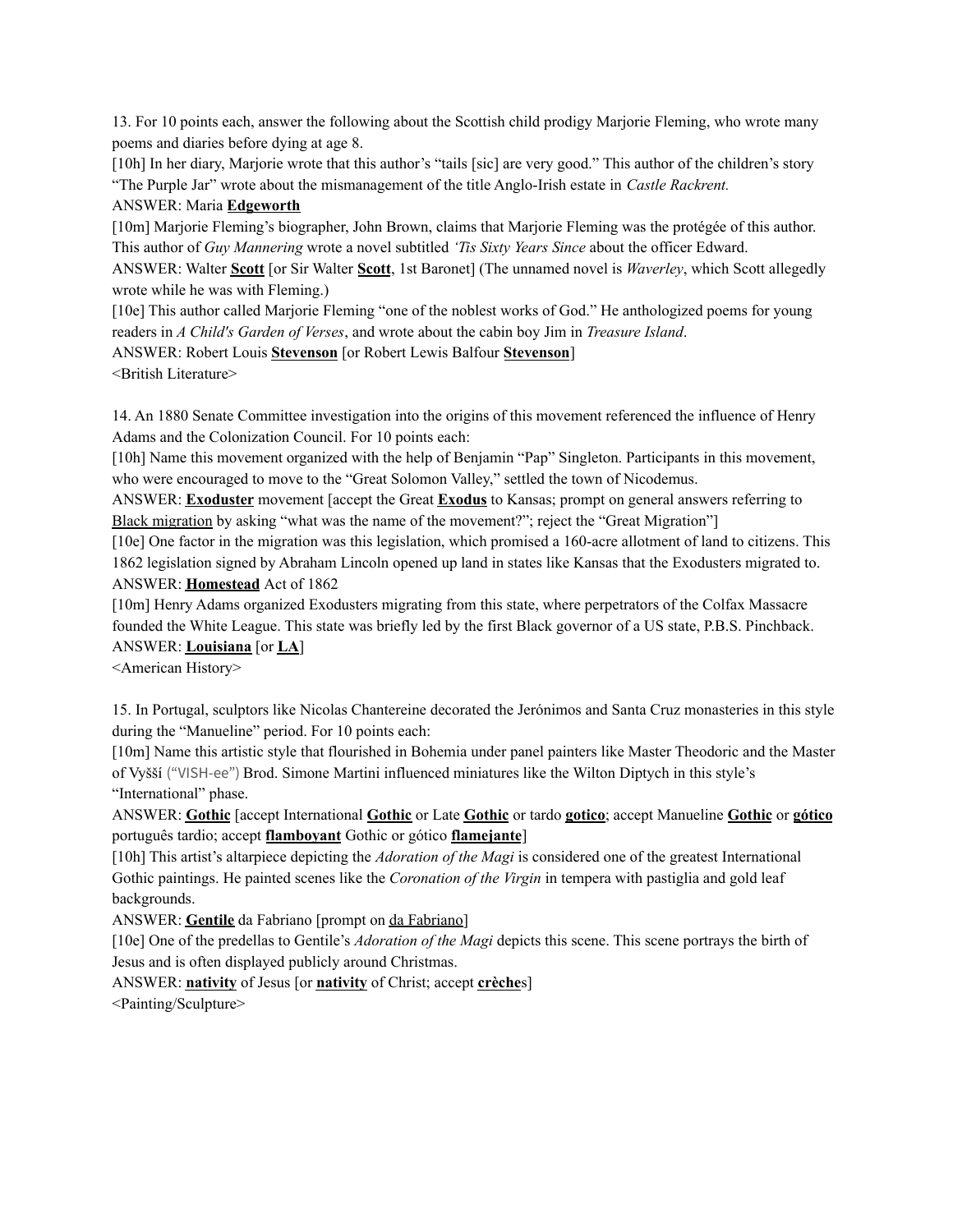13. For 10 points each, answer the following about the Scottish child prodigy Marjorie Fleming, who wrote many poems and diaries before dying at age 8.

[10h] In her diary, Marjorie wrote that this author's "tails [sic] are very good." This author of the children's story "The Purple Jar" wrote about the mismanagement of the title Anglo-Irish estate in *Castle Rackrent.*

ANSWER: Maria **<u>Edgeworth</u>**

[10m] Marjorie Fleming's biographer, John Brown, claims that Marjorie Fleming was the protégée of this author. This author of *Guy Mannering* wrote a novel subtitled *'Tis Sixty Years Since* about the officer Edward.

ANSWER: Walter **<u>Scott</u>** [or Sir Walter **<u>Scott</u>**, 1st Baronet] (The unnamed novel is *Waverley*, which Scott allegedly wrote while he was with Fleming.)

[10e] This author called Marjorie Fleming "one of the noblest works of God." He anthologized poems for young readers in *A Child's Garden of Verses*, and wrote about the cabin boy Jim in *Treasure Island*.

ANSWER: Robert Louis **<u>Stevenson</u>** [or Robert Lewis Balfour **<u>Stevenson</u>**]

<British Literature>

14. An 1880 Senate Committee investigation into the origins of this movement referenced the influence of Henry Adams and the Colonization Council. For 10 points each:

[10h] Name this movement organized with the help of Benjamin "Pap" Singleton. Participants in this movement, who were encouraged to move to the "Great Solomon Valley," settled the town of Nicodemus.

ANSWER: **<u>Exoduster</u>** movement [accept the Great **<u>Exodus</u>** to Kansas; prompt on general answers referring to <u>Black migration</u> by asking "what was the name of the movement?"; reject the "Great Migration"]

[10e] One factor in the migration was this legislation, which promised a 160-acre allotment of land to citizens. This 1862 legislation signed by Abraham Lincoln opened up land in states like Kansas that the Exodusters migrated to.

ANSWER: **<u>Homestead</u>** Act of 1862

[10m] Henry Adams organized Exodusters migrating from this state, where perpetrators of the Colfax Massacre founded the White League. This state was briefly led by the first Black governor of a US state, P.B.S. Pinchback.

ANSWER: **<u>Louisiana</u>** [or **<u>LA</u>**]

<American History>

15. In Portugal, sculptors like Nicolas Chantereine decorated the Jerónimos and Santa Cruz monasteries in this style during the "Manueline" period. For 10 points each:

[10m] Name this artistic style that flourished in Bohemia under panel painters like Master Theodoric and the Master of Vyšší ("VISH-ee") Brod. Simone Martini influenced miniatures like the Wilton Diptych in this style's "International" phase.

ANSWER: **<u>Gothic</u>** [accept International **<u>Gothic</u>** or Late **<u>Gothic</u>** or tardo **<u>gotico</u>**; accept Manueline **<u>Gothic</u>** or **<u>gótico</u>** português tardio; accept **<u>flamboyant</u>** Gothic or gótico **<u>flamejante</u>**]

[10h] This artist's altarpiece depicting the *Adoration of the Magi* is considered one of the greatest International Gothic paintings. He painted scenes like the *Coronation of the Virgin* in tempera with pastiglia and gold leaf backgrounds.

ANSWER: **<u>Gentile</u>** da Fabriano [prompt on <u>da Fabriano</u>]

[10e] One of the predellas to Gentile's *Adoration of the Magi* depicts this scene. This scene portrays the birth of Jesus and is often displayed publicly around Christmas.

ANSWER: **<u>nativity</u>** of Jesus [or **<u>nativity</u>** of Christ; accept **<u>crèche</u>**s]

<Painting/Sculpture>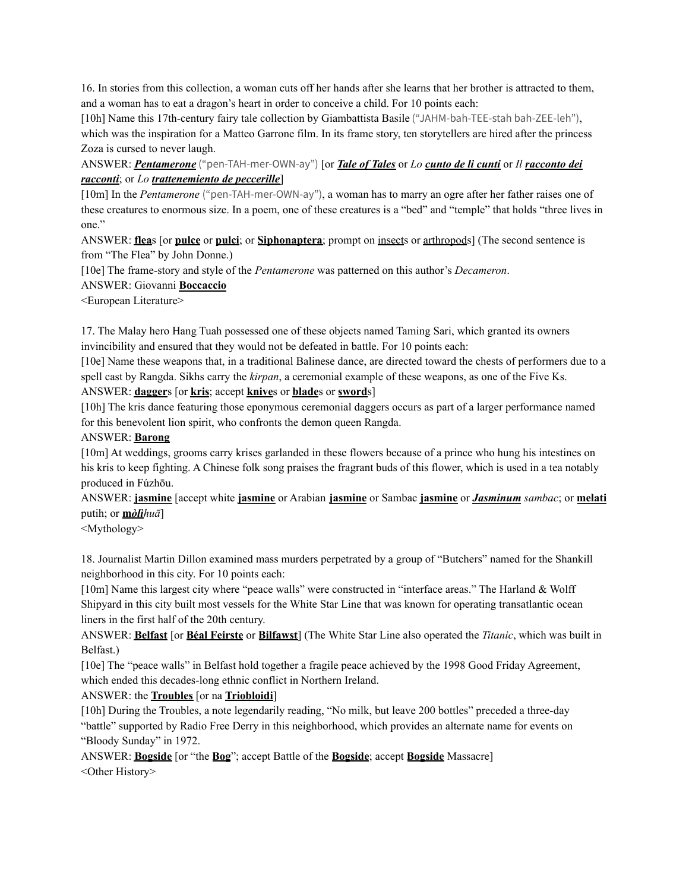16. In stories from this collection, a woman cuts off her hands after she learns that her brother is attracted to them, and a woman has to eat a dragon's heart in order to conceive a child. For 10 points each:

[10h] Name this 17th-century fairy tale collection by Giambattista Basile ("JAHM-bah-TEE-stah bah-ZEE-leh"), which was the inspiration for a Matteo Garrone film. In its frame story, ten storytellers are hired after the princess Zoza is cursed to never laugh.

ANSWER: ***Pentamerone*** ("pen-TAH-mer-OWN-ay") [or ***Tale of Tales*** or *Lo* ***cunto de li cunti*** or *Il* ***racconto dei racconti***; or *Lo* ***trattenemiento de peccerille***]

[10m] In the *Pentamerone* ("pen-TAH-mer-OWN-ay"), a woman has to marry an ogre after her father raises one of these creatures to enormous size. In a poem, one of these creatures is a "bed" and "temple" that holds "three lives in one."

ANSWER: **flea**s [or **pulce** or **pulci**; or **Siphonaptera**; prompt on insects or arthropods] (The second sentence is from "The Flea" by John Donne.)

[10e] The frame-story and style of the *Pentamerone* was patterned on this author's *Decameron*.

ANSWER: Giovanni **Boccaccio**

<European Literature>

17. The Malay hero Hang Tuah possessed one of these objects named Taming Sari, which granted its owners invincibility and ensured that they would not be defeated in battle. For 10 points each:

[10e] Name these weapons that, in a traditional Balinese dance, are directed toward the chests of performers due to a spell cast by Rangda. Sikhs carry the *kirpan*, a ceremonial example of these weapons, as one of the Five Ks.

ANSWER: **dagger**s [or **kris**; accept **knive**s or **blade**s or **sword**s]

[10h] The kris dance featuring those eponymous ceremonial daggers occurs as part of a larger performance named for this benevolent lion spirit, who confronts the demon queen Rangda.

ANSWER: **Barong**

[10m] At weddings, grooms carry krises garlanded in these flowers because of a prince who hung his intestines on his kris to keep fighting. A Chinese folk song praises the fragrant buds of this flower, which is used in a tea notably produced in Fúzhōu.

ANSWER: **jasmine** [accept white **jasmine** or Arabian **jasmine** or Sambac **jasmine** or ***Jasminum*** *sambac*; or **melati** putih; or **mòlì***huā*]

<Mythology>

18. Journalist Martin Dillon examined mass murders perpetrated by a group of "Butchers" named for the Shankill neighborhood in this city. For 10 points each:

[10m] Name this largest city where "peace walls" were constructed in "interface areas." The Harland & Wolff Shipyard in this city built most vessels for the White Star Line that was known for operating transatlantic ocean liners in the first half of the 20th century.

ANSWER: **Belfast** [or **Béal Feirste** or **Bilfawst**] (The White Star Line also operated the *Titanic*, which was built in Belfast.)

[10e] The "peace walls" in Belfast hold together a fragile peace achieved by the 1998 Good Friday Agreement, which ended this decades-long ethnic conflict in Northern Ireland.

ANSWER: the **Troubles** [or na **Trioblóidí**]

[10h] During the Troubles, a note legendarily reading, "No milk, but leave 200 bottles" preceded a three-day "battle" supported by Radio Free Derry in this neighborhood, which provides an alternate name for events on "Bloody Sunday" in 1972.

ANSWER: **Bogside** [or "the **Bog**"; accept Battle of the **Bogside**; accept **Bogside** Massacre]

<Other History>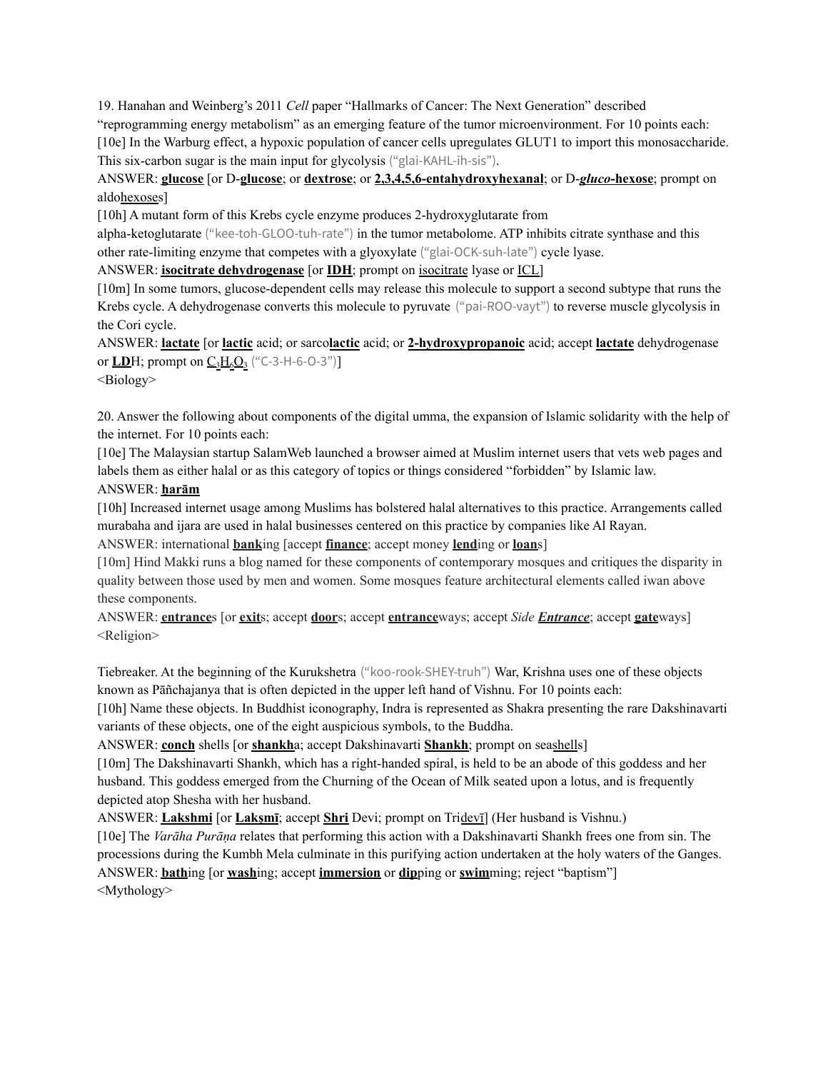19. Hanahan and Weinberg's 2011 *Cell* paper "Hallmarks of Cancer: The Next Generation" described "reprogramming energy metabolism" as an emerging feature of the tumor microenvironment. For 10 points each:

[10e] In the Warburg effect, a hypoxic population of cancer cells upregulates GLUT1 to import this monosaccharide. This six-carbon sugar is the main input for glycolysis ("glai-KAHL-ih-sis").

ANSWER: **glucose** [or D-**glucose**; or **dextrose**; or **2,3,4,5,6-entahydroxyhexanal**; or D-***gluco*-hexose**; prompt on aldohexoses]

[10h] A mutant form of this Krebs cycle enzyme produces 2-hydroxyglutarate from alpha-ketoglutarate ("kee-toh-GLOO-tuh-rate") in the tumor metabolome. ATP inhibits citrate synthase and this other rate-limiting enzyme that competes with a glyoxylate ("glai-OCK-suh-late") cycle lyase.

ANSWER: **isocitrate dehydrogenase** [or **IDH**; prompt on isocitrate lyase or ICL]

[10m] In some tumors, glucose-dependent cells may release this molecule to support a second subtype that runs the Krebs cycle. A dehydrogenase converts this molecule to pyruvate ("pai-ROO-vayt") to reverse muscle glycolysis in the Cori cycle.

ANSWER: **lactate** [or **lactic** acid; or sarco**lactic** acid; or **2-hydroxypropanoic** acid; accept **lactate** dehydrogenase or **LD**H; prompt on $C_3H_6O_3$ ("C-3-H-6-O-3")]

<Biology>

20. Answer the following about components of the digital umma, the expansion of Islamic solidarity with the help of the internet. For 10 points each:

[10e] The Malaysian startup SalamWeb launched a browser aimed at Muslim internet users that vets web pages and labels them as either halal or as this category of topics or things considered "forbidden" by Islamic law.

ANSWER: **ḥarām**

[10h] Increased internet usage among Muslims has bolstered halal alternatives to this practice. Arrangements called murabaha and ijara are used in halal businesses centered on this practice by companies like Al Rayan.

ANSWER: international **bank**ing [accept **finance**; accept money **lend**ing or **loan**s]

[10m] Hind Makki runs a blog named for these components of contemporary mosques and critiques the disparity in quality between those used by men and women. Some mosques feature architectural elements called iwan above these components.

ANSWER: **entrance**s [or **exit**s; accept **door**s; accept **entrance**ways; accept *Side **Entrance***; accept **gate**ways]

<Religion>

Tiebreaker. At the beginning of the Kurukshetra ("koo-rook-SHEY-truh") War, Krishna uses one of these objects known as Pāñchajanya that is often depicted in the upper left hand of Vishnu. For 10 points each:

[10h] Name these objects. In Buddhist iconography, Indra is represented as Shakra presenting the rare Dakshinavarti variants of these objects, one of the eight auspicious symbols, to the Buddha.

ANSWER: **conch** shells [or **shankh**a; accept Dakshinavarti **Shankh**; prompt on seashells]

[10m] The Dakshinavarti Shankh, which has a right-handed spiral, is held to be an abode of this goddess and her husband. This goddess emerged from the Churning of the Ocean of Milk seated upon a lotus, and is frequently depicted atop Shesha with her husband.

ANSWER: **Lakshmi** [or **Lakṣmī**; accept **Shri** Devi; prompt on Tridevī] (Her husband is Vishnu.)

[10e] The *Varāha Purāṇa* relates that performing this action with a Dakshinavarti Shankh frees one from sin. The processions during the Kumbh Mela culminate in this purifying action undertaken at the holy waters of the Ganges.

ANSWER: **bath**ing [or **wash**ing; accept **immersion** or **dip**ping or **swim**ming; reject "baptism"]

<Mythology>